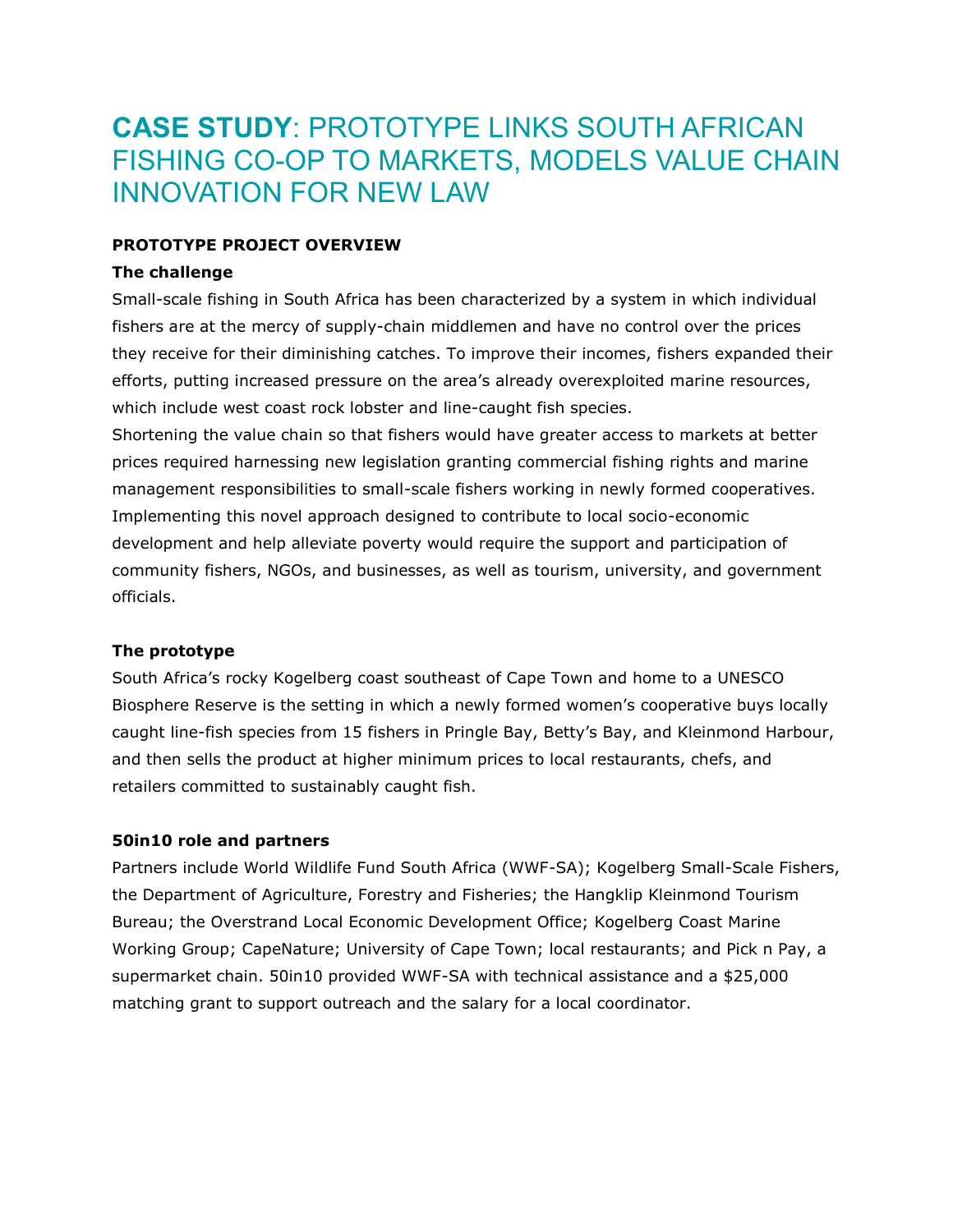# **CASE STUDY**: PROTOTYPE LINKS SOUTH AFRICAN FISHING CO-OP TO MARKETS, MODELS VALUE CHAIN INNOVATION FOR NEW LAW

## PROTOTYPE PROJECT OVERVIEW

### The challenge

Small-scale fishing in South Africa has been characterized by a system in which individual fishers are at the mercy of supply-chain middlemen and have no control over the prices they receive for their diminishing catches. To improve their incomes, fishers expanded their efforts, putting increased pressure on the area's already overexploited marine resources, which include west coast rock lobster and line-caught fish species.

Shortening the value chain so that fishers would have greater access to markets at better prices required harnessing new legislation granting commercial fishing rights and marine management responsibilities to small-scale fishers working in newly formed cooperatives. Implementing this novel approach designed to contribute to local socio-economic development and help alleviate poverty would require the support and participation of community fishers, NGOs, and businesses, as well as tourism, university, and government officials.

### The prototype

South Africa's rocky Kogelberg coast southeast of Cape Town and home to a UNESCO Biosphere Reserve is the setting in which a newly formed women's cooperative buys locally caught line-fish species from 15 fishers in Pringle Bay, Betty's Bay, and Kleinmond Harbour, and then sells the product at higher minimum prices to local restaurants, chefs, and retailers committed to sustainably caught fish.

### 50in10 role and partners

Partners include World Wildlife Fund South Africa (WWF-SA); Kogelberg Small-Scale Fishers, the Department of Agriculture, Forestry and Fisheries; the Hangklip Kleinmond Tourism Bureau; the Overstrand Local Economic Development Office; Kogelberg Coast Marine Working Group; CapeNature; University of Cape Town; local restaurants; and Pick n Pay, a supermarket chain. 50in10 provided WWF-SA with technical assistance and a $25,000 matching grant to support outreach and the salary for a local coordinator.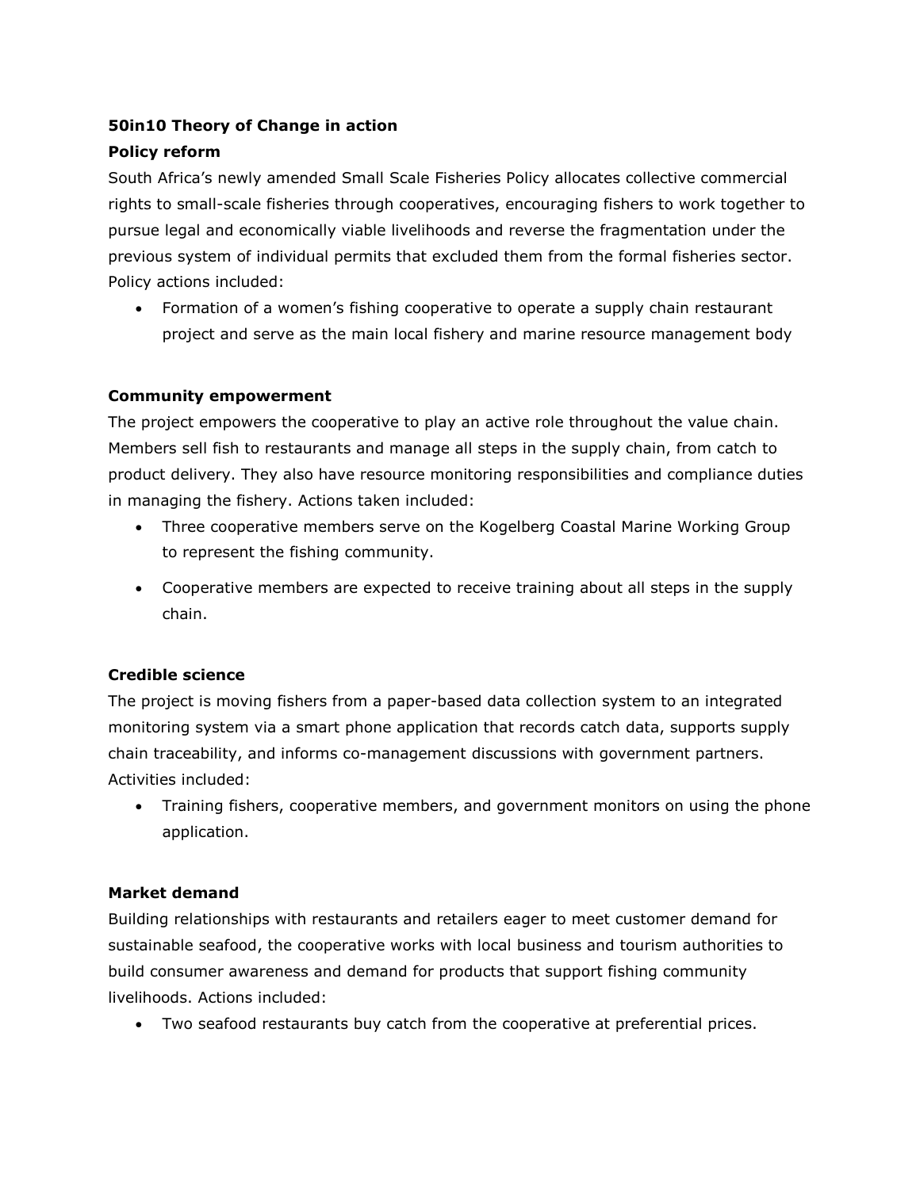**50in10 Theory of Change in action**

**Policy reform**

South Africa's newly amended Small Scale Fisheries Policy allocates collective commercial rights to small-scale fisheries through cooperatives, encouraging fishers to work together to pursue legal and economically viable livelihoods and reverse the fragmentation under the previous system of individual permits that excluded them from the formal fisheries sector. Policy actions included:

- Formation of a women's fishing cooperative to operate a supply chain restaurant project and serve as the main local fishery and marine resource management body

**Community empowerment**

The project empowers the cooperative to play an active role throughout the value chain. Members sell fish to restaurants and manage all steps in the supply chain, from catch to product delivery. They also have resource monitoring responsibilities and compliance duties in managing the fishery. Actions taken included:

- Three cooperative members serve on the Kogelberg Coastal Marine Working Group to represent the fishing community.
- Cooperative members are expected to receive training about all steps in the supply chain.

**Credible science**

The project is moving fishers from a paper-based data collection system to an integrated monitoring system via a smart phone application that records catch data, supports supply chain traceability, and informs co-management discussions with government partners. Activities included:

- Training fishers, cooperative members, and government monitors on using the phone application.

**Market demand**

Building relationships with restaurants and retailers eager to meet customer demand for sustainable seafood, the cooperative works with local business and tourism authorities to build consumer awareness and demand for products that support fishing community livelihoods. Actions included:

- Two seafood restaurants buy catch from the cooperative at preferential prices.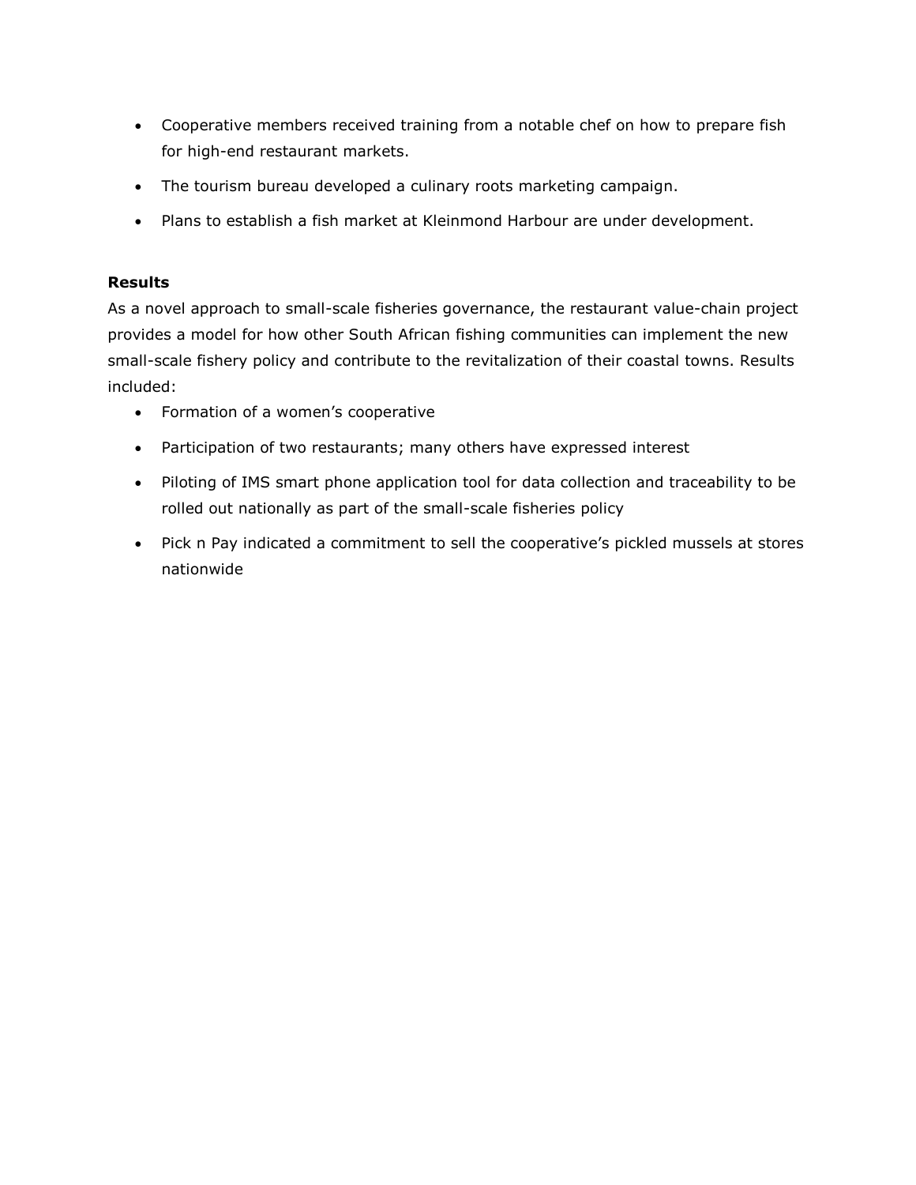- Cooperative members received training from a notable chef on how to prepare fish for high-end restaurant markets.
- The tourism bureau developed a culinary roots marketing campaign.
- Plans to establish a fish market at Kleinmond Harbour are under development.

**Results**

As a novel approach to small-scale fisheries governance, the restaurant value-chain project provides a model for how other South African fishing communities can implement the new small-scale fishery policy and contribute to the revitalization of their coastal towns. Results included:

- Formation of a women's cooperative
- Participation of two restaurants; many others have expressed interest
- Piloting of IMS smart phone application tool for data collection and traceability to be rolled out nationally as part of the small-scale fisheries policy
- Pick n Pay indicated a commitment to sell the cooperative's pickled mussels at stores nationwide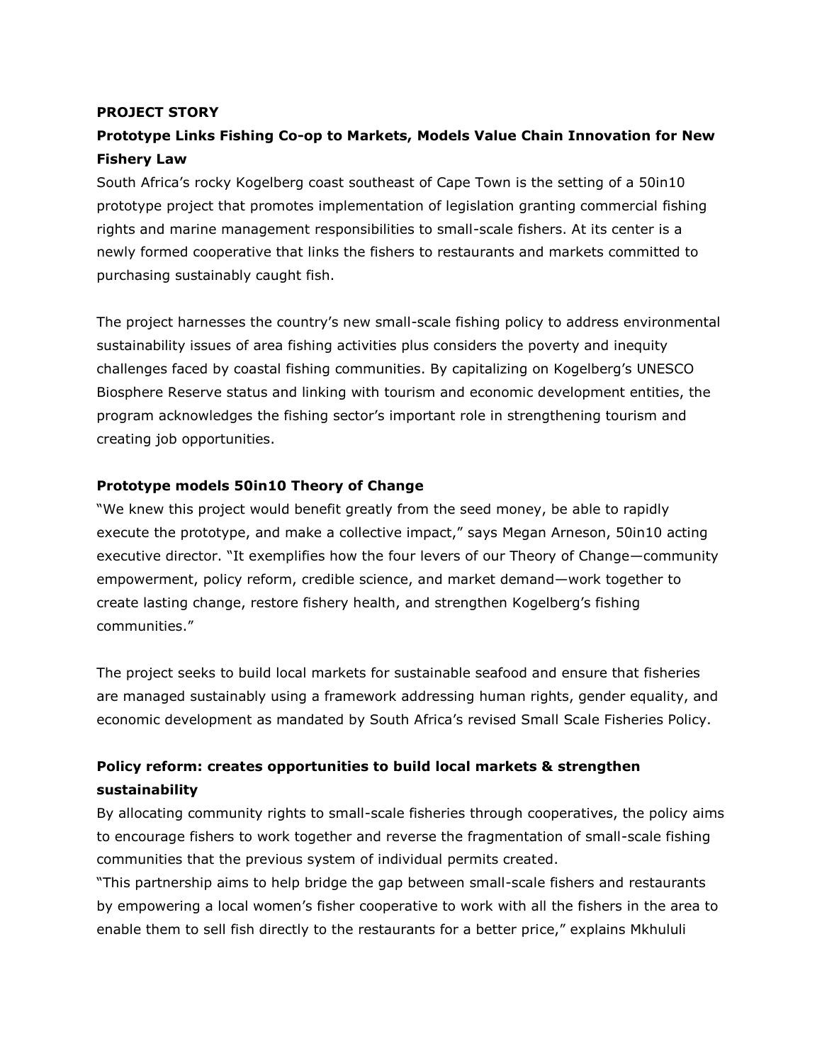**PROJECT STORY**

**Prototype Links Fishing Co-op to Markets, Models Value Chain Innovation for New Fishery Law**

South Africa's rocky Kogelberg coast southeast of Cape Town is the setting of a 50in10 prototype project that promotes implementation of legislation granting commercial fishing rights and marine management responsibilities to small-scale fishers. At its center is a newly formed cooperative that links the fishers to restaurants and markets committed to purchasing sustainably caught fish.

The project harnesses the country's new small-scale fishing policy to address environmental sustainability issues of area fishing activities plus considers the poverty and inequity challenges faced by coastal fishing communities. By capitalizing on Kogelberg's UNESCO Biosphere Reserve status and linking with tourism and economic development entities, the program acknowledges the fishing sector's important role in strengthening tourism and creating job opportunities.

**Prototype models 50in10 Theory of Change**

"We knew this project would benefit greatly from the seed money, be able to rapidly execute the prototype, and make a collective impact," says Megan Arneson, 50in10 acting executive director. "It exemplifies how the four levers of our Theory of Change—community empowerment, policy reform, credible science, and market demand—work together to create lasting change, restore fishery health, and strengthen Kogelberg's fishing communities."

The project seeks to build local markets for sustainable seafood and ensure that fisheries are managed sustainably using a framework addressing human rights, gender equality, and economic development as mandated by South Africa's revised Small Scale Fisheries Policy.

**Policy reform: creates opportunities to build local markets & strengthen sustainability**

By allocating community rights to small-scale fisheries through cooperatives, the policy aims to encourage fishers to work together and reverse the fragmentation of small-scale fishing communities that the previous system of individual permits created.

"This partnership aims to help bridge the gap between small-scale fishers and restaurants by empowering a local women's fisher cooperative to work with all the fishers in the area to enable them to sell fish directly to the restaurants for a better price," explains Mkhululi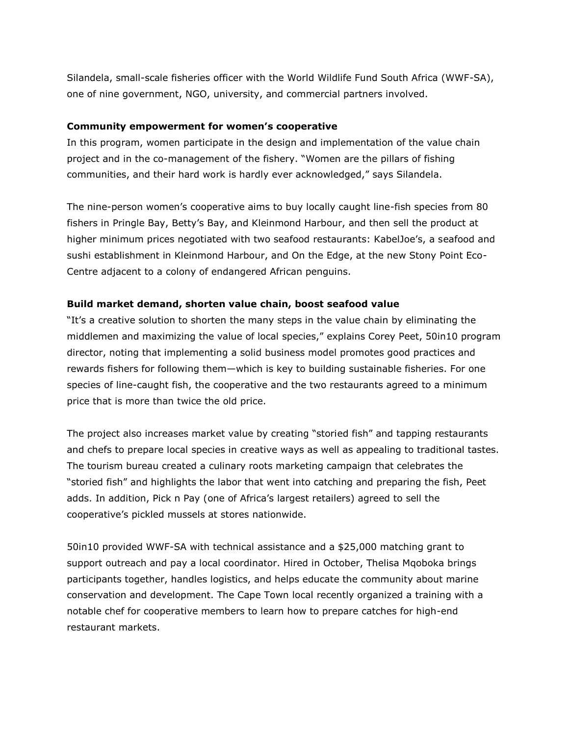Silandela, small-scale fisheries officer with the World Wildlife Fund South Africa (WWF-SA), one of nine government, NGO, university, and commercial partners involved.

**Community empowerment for women's cooperative**

In this program, women participate in the design and implementation of the value chain project and in the co-management of the fishery. "Women are the pillars of fishing communities, and their hard work is hardly ever acknowledged," says Silandela.

The nine-person women's cooperative aims to buy locally caught line-fish species from 80 fishers in Pringle Bay, Betty's Bay, and Kleinmond Harbour, and then sell the product at higher minimum prices negotiated with two seafood restaurants: KabelJoe's, a seafood and sushi establishment in Kleinmond Harbour, and On the Edge, at the new Stony Point Eco-Centre adjacent to a colony of endangered African penguins.

**Build market demand, shorten value chain, boost seafood value**

"It's a creative solution to shorten the many steps in the value chain by eliminating the middlemen and maximizing the value of local species," explains Corey Peet, 50in10 program director, noting that implementing a solid business model promotes good practices and rewards fishers for following them—which is key to building sustainable fisheries. For one species of line-caught fish, the cooperative and the two restaurants agreed to a minimum price that is more than twice the old price.

The project also increases market value by creating "storied fish" and tapping restaurants and chefs to prepare local species in creative ways as well as appealing to traditional tastes. The tourism bureau created a culinary roots marketing campaign that celebrates the "storied fish" and highlights the labor that went into catching and preparing the fish, Peet adds. In addition, Pick n Pay (one of Africa's largest retailers) agreed to sell the cooperative's pickled mussels at stores nationwide.

50in10 provided WWF-SA with technical assistance and a $25,000 matching grant to support outreach and pay a local coordinator. Hired in October, Thelisa Mqoboka brings participants together, handles logistics, and helps educate the community about marine conservation and development. The Cape Town local recently organized a training with a notable chef for cooperative members to learn how to prepare catches for high-end restaurant markets.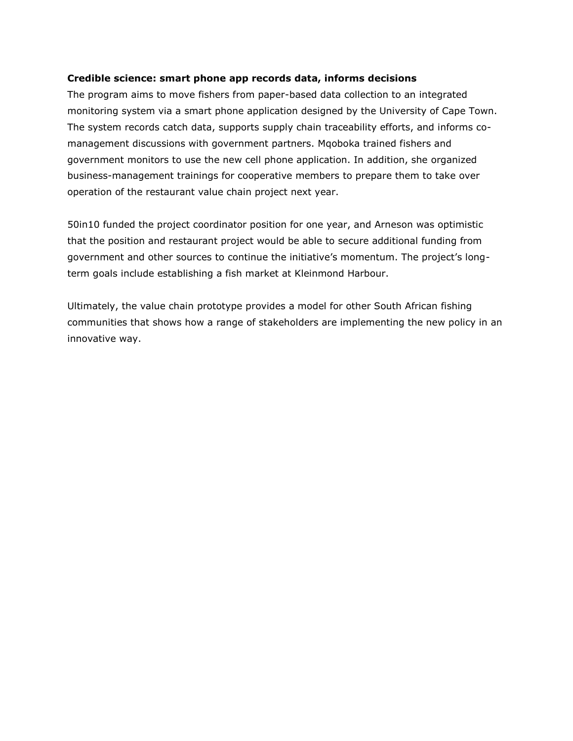**Credible science: smart phone app records data, informs decisions**

The program aims to move fishers from paper-based data collection to an integrated monitoring system via a smart phone application designed by the University of Cape Town. The system records catch data, supports supply chain traceability efforts, and informs co-management discussions with government partners. Mqoboka trained fishers and government monitors to use the new cell phone application. In addition, she organized business-management trainings for cooperative members to prepare them to take over operation of the restaurant value chain project next year.

50in10 funded the project coordinator position for one year, and Arneson was optimistic that the position and restaurant project would be able to secure additional funding from government and other sources to continue the initiative's momentum. The project's long-term goals include establishing a fish market at Kleinmond Harbour.

Ultimately, the value chain prototype provides a model for other South African fishing communities that shows how a range of stakeholders are implementing the new policy in an innovative way.